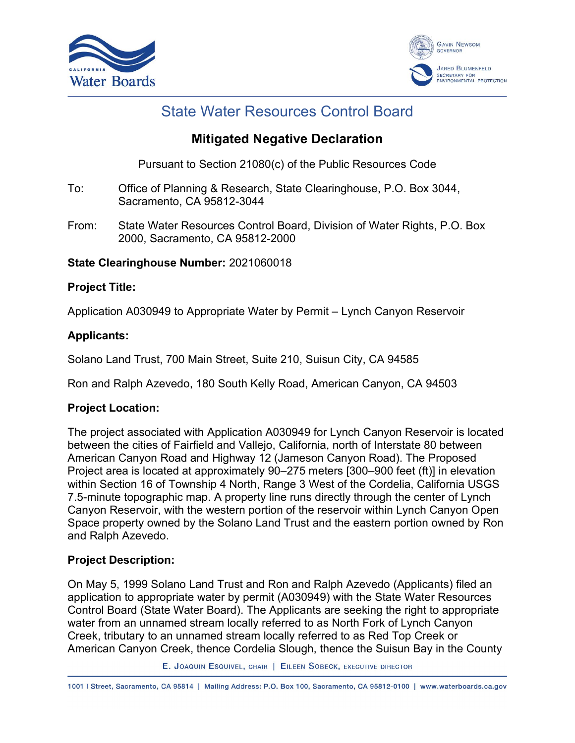# State Water Resources Control Board

## Mitigated Negative Declaration

Pursuant to Section 21080(c) of the Public Resources Code

To: Office of Planning & Research, State Clearinghouse, P.O. Box 3044, Sacramento, CA 95812-3044

From: State Water Resources Control Board, Division of Water Rights, P.O. Box 2000, Sacramento, CA 95812-2000

**State Clearinghouse Number:** 2021060018

**Project Title:**

Application A030949 to Appropriate Water by Permit – Lynch Canyon Reservoir

**Applicants:**

Solano Land Trust, 700 Main Street, Suite 210, Suisun City, CA 94585

Ron and Ralph Azevedo, 180 South Kelly Road, American Canyon, CA 94503

**Project Location:**

The project associated with Application A030949 for Lynch Canyon Reservoir is located between the cities of Fairfield and Vallejo, California, north of Interstate 80 between American Canyon Road and Highway 12 (Jameson Canyon Road). The Proposed Project area is located at approximately 90–275 meters [300–900 feet (ft)] in elevation within Section 16 of Township 4 North, Range 3 West of the Cordelia, California USGS 7.5-minute topographic map. A property line runs directly through the center of Lynch Canyon Reservoir, with the western portion of the reservoir within Lynch Canyon Open Space property owned by the Solano Land Trust and the eastern portion owned by Ron and Ralph Azevedo.

**Project Description:**

On May 5, 1999 Solano Land Trust and Ron and Ralph Azevedo (Applicants) filed an application to appropriate water by permit (A030949) with the State Water Resources Control Board (State Water Board). The Applicants are seeking the right to appropriate water from an unnamed stream locally referred to as North Fork of Lynch Canyon Creek, tributary to an unnamed stream locally referred to as Red Top Creek or American Canyon Creek, thence Cordelia Slough, thence the Suisun Bay in the County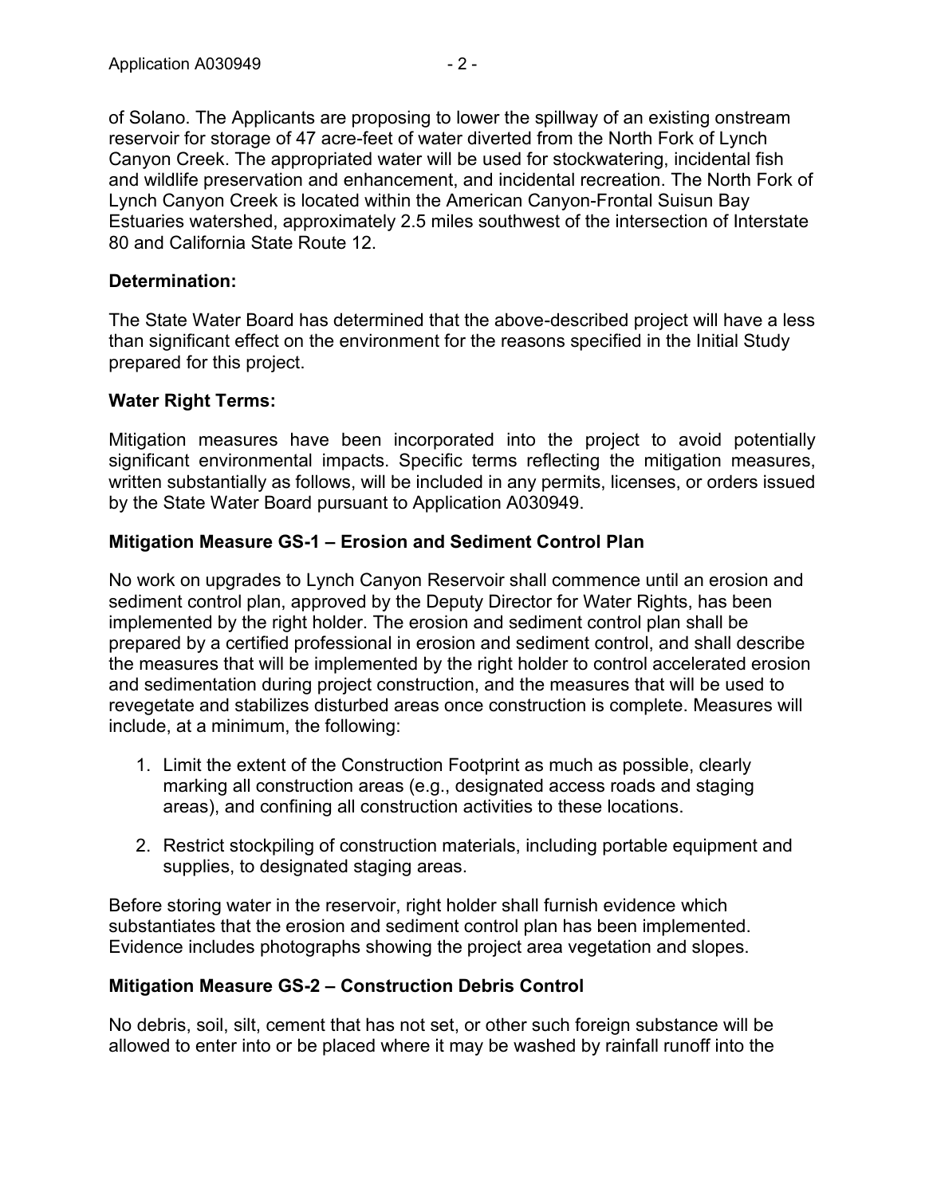of Solano. The Applicants are proposing to lower the spillway of an existing onstream reservoir for storage of 47 acre-feet of water diverted from the North Fork of Lynch Canyon Creek. The appropriated water will be used for stockwatering, incidental fish and wildlife preservation and enhancement, and incidental recreation. The North Fork of Lynch Canyon Creek is located within the American Canyon-Frontal Suisun Bay Estuaries watershed, approximately 2.5 miles southwest of the intersection of Interstate 80 and California State Route 12.

**Determination:**

The State Water Board has determined that the above-described project will have a less than significant effect on the environment for the reasons specified in the Initial Study prepared for this project.

**Water Right Terms:**

Mitigation measures have been incorporated into the project to avoid potentially significant environmental impacts. Specific terms reflecting the mitigation measures, written substantially as follows, will be included in any permits, licenses, or orders issued by the State Water Board pursuant to Application A030949.

**Mitigation Measure GS-1 – Erosion and Sediment Control Plan**

No work on upgrades to Lynch Canyon Reservoir shall commence until an erosion and sediment control plan, approved by the Deputy Director for Water Rights, has been implemented by the right holder. The erosion and sediment control plan shall be prepared by a certified professional in erosion and sediment control, and shall describe the measures that will be implemented by the right holder to control accelerated erosion and sedimentation during project construction, and the measures that will be used to revegetate and stabilizes disturbed areas once construction is complete. Measures will include, at a minimum, the following:

1. Limit the extent of the Construction Footprint as much as possible, clearly marking all construction areas (e.g., designated access roads and staging areas), and confining all construction activities to these locations.
2. Restrict stockpiling of construction materials, including portable equipment and supplies, to designated staging areas.

Before storing water in the reservoir, right holder shall furnish evidence which substantiates that the erosion and sediment control plan has been implemented. Evidence includes photographs showing the project area vegetation and slopes.

**Mitigation Measure GS-2 – Construction Debris Control**

No debris, soil, silt, cement that has not set, or other such foreign substance will be allowed to enter into or be placed where it may be washed by rainfall runoff into the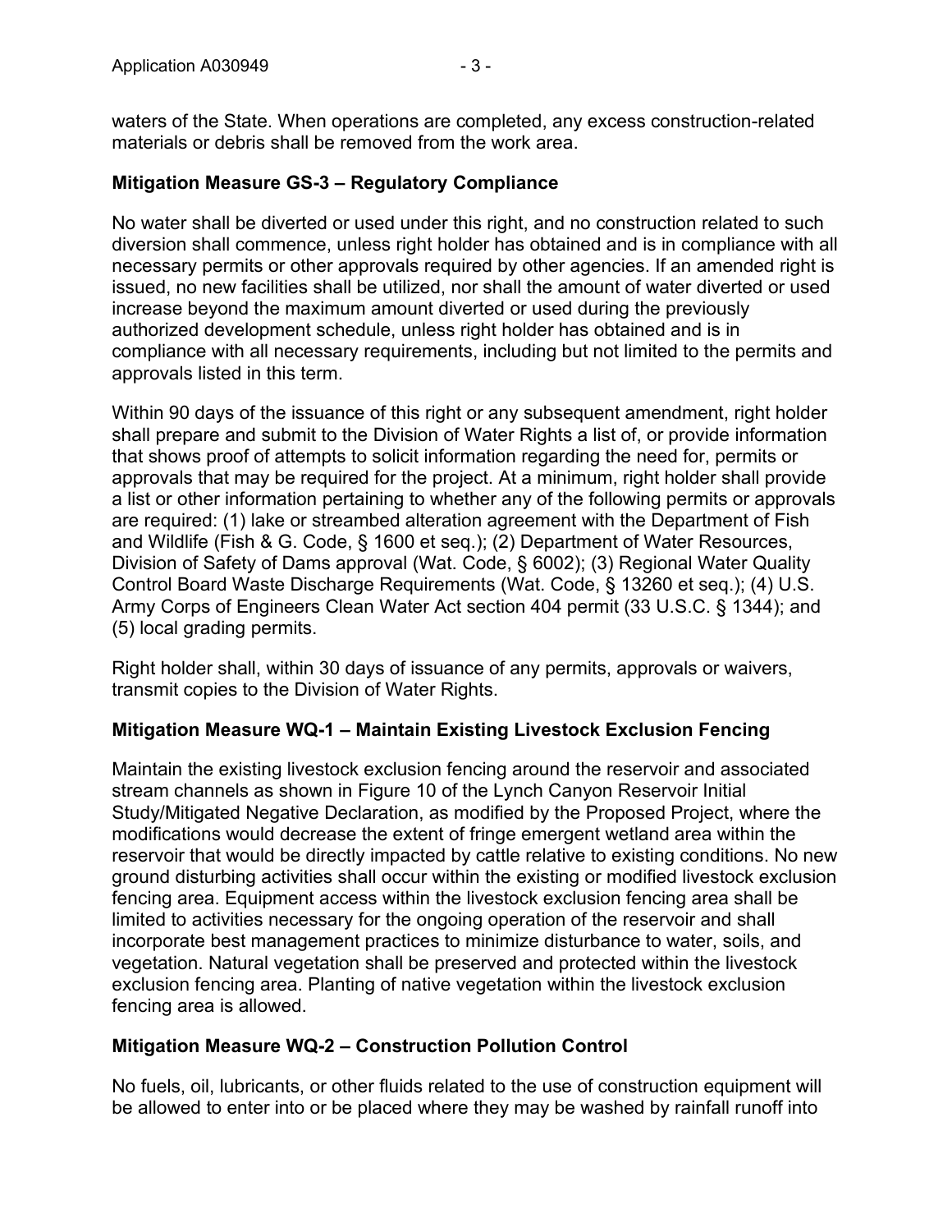waters of the State. When operations are completed, any excess construction-related materials or debris shall be removed from the work area.

**Mitigation Measure GS-3 – Regulatory Compliance**

No water shall be diverted or used under this right, and no construction related to such diversion shall commence, unless right holder has obtained and is in compliance with all necessary permits or other approvals required by other agencies. If an amended right is issued, no new facilities shall be utilized, nor shall the amount of water diverted or used increase beyond the maximum amount diverted or used during the previously authorized development schedule, unless right holder has obtained and is in compliance with all necessary requirements, including but not limited to the permits and approvals listed in this term.

Within 90 days of the issuance of this right or any subsequent amendment, right holder shall prepare and submit to the Division of Water Rights a list of, or provide information that shows proof of attempts to solicit information regarding the need for, permits or approvals that may be required for the project. At a minimum, right holder shall provide a list or other information pertaining to whether any of the following permits or approvals are required: (1) lake or streambed alteration agreement with the Department of Fish and Wildlife (Fish & G. Code, § 1600 et seq.); (2) Department of Water Resources, Division of Safety of Dams approval (Wat. Code, § 6002); (3) Regional Water Quality Control Board Waste Discharge Requirements (Wat. Code, § 13260 et seq.); (4) U.S. Army Corps of Engineers Clean Water Act section 404 permit (33 U.S.C. § 1344); and (5) local grading permits.

Right holder shall, within 30 days of issuance of any permits, approvals or waivers, transmit copies to the Division of Water Rights.

**Mitigation Measure WQ-1 – Maintain Existing Livestock Exclusion Fencing**

Maintain the existing livestock exclusion fencing around the reservoir and associated stream channels as shown in Figure 10 of the Lynch Canyon Reservoir Initial Study/Mitigated Negative Declaration, as modified by the Proposed Project, where the modifications would decrease the extent of fringe emergent wetland area within the reservoir that would be directly impacted by cattle relative to existing conditions. No new ground disturbing activities shall occur within the existing or modified livestock exclusion fencing area. Equipment access within the livestock exclusion fencing area shall be limited to activities necessary for the ongoing operation of the reservoir and shall incorporate best management practices to minimize disturbance to water, soils, and vegetation. Natural vegetation shall be preserved and protected within the livestock exclusion fencing area. Planting of native vegetation within the livestock exclusion fencing area is allowed.

**Mitigation Measure WQ-2 – Construction Pollution Control**

No fuels, oil, lubricants, or other fluids related to the use of construction equipment will be allowed to enter into or be placed where they may be washed by rainfall runoff into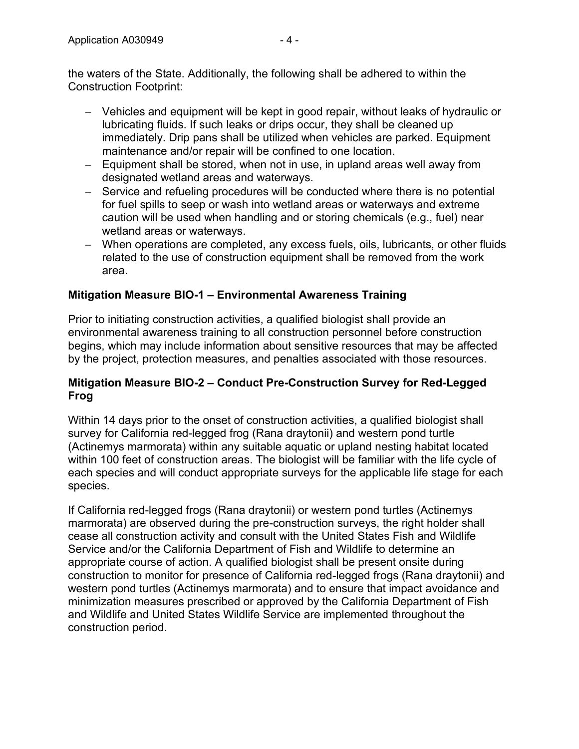the waters of the State. Additionally, the following shall be adhered to within the Construction Footprint:

- Vehicles and equipment will be kept in good repair, without leaks of hydraulic or lubricating fluids. If such leaks or drips occur, they shall be cleaned up immediately. Drip pans shall be utilized when vehicles are parked. Equipment maintenance and/or repair will be confined to one location.
- Equipment shall be stored, when not in use, in upland areas well away from designated wetland areas and waterways.
- Service and refueling procedures will be conducted where there is no potential for fuel spills to seep or wash into wetland areas or waterways and extreme caution will be used when handling and or storing chemicals (e.g., fuel) near wetland areas or waterways.
- When operations are completed, any excess fuels, oils, lubricants, or other fluids related to the use of construction equipment shall be removed from the work area.

**Mitigation Measure BIO-1 – Environmental Awareness Training**

Prior to initiating construction activities, a qualified biologist shall provide an environmental awareness training to all construction personnel before construction begins, which may include information about sensitive resources that may be affected by the project, protection measures, and penalties associated with those resources.

**Mitigation Measure BIO-2 – Conduct Pre-Construction Survey for Red-Legged Frog**

Within 14 days prior to the onset of construction activities, a qualified biologist shall survey for California red-legged frog (Rana draytonii) and western pond turtle (Actinemys marmorata) within any suitable aquatic or upland nesting habitat located within 100 feet of construction areas. The biologist will be familiar with the life cycle of each species and will conduct appropriate surveys for the applicable life stage for each species.

If California red-legged frogs (Rana draytonii) or western pond turtles (Actinemys marmorata) are observed during the pre-construction surveys, the right holder shall cease all construction activity and consult with the United States Fish and Wildlife Service and/or the California Department of Fish and Wildlife to determine an appropriate course of action. A qualified biologist shall be present onsite during construction to monitor for presence of California red-legged frogs (Rana draytonii) and western pond turtles (Actinemys marmorata) and to ensure that impact avoidance and minimization measures prescribed or approved by the California Department of Fish and Wildlife and United States Wildlife Service are implemented throughout the construction period.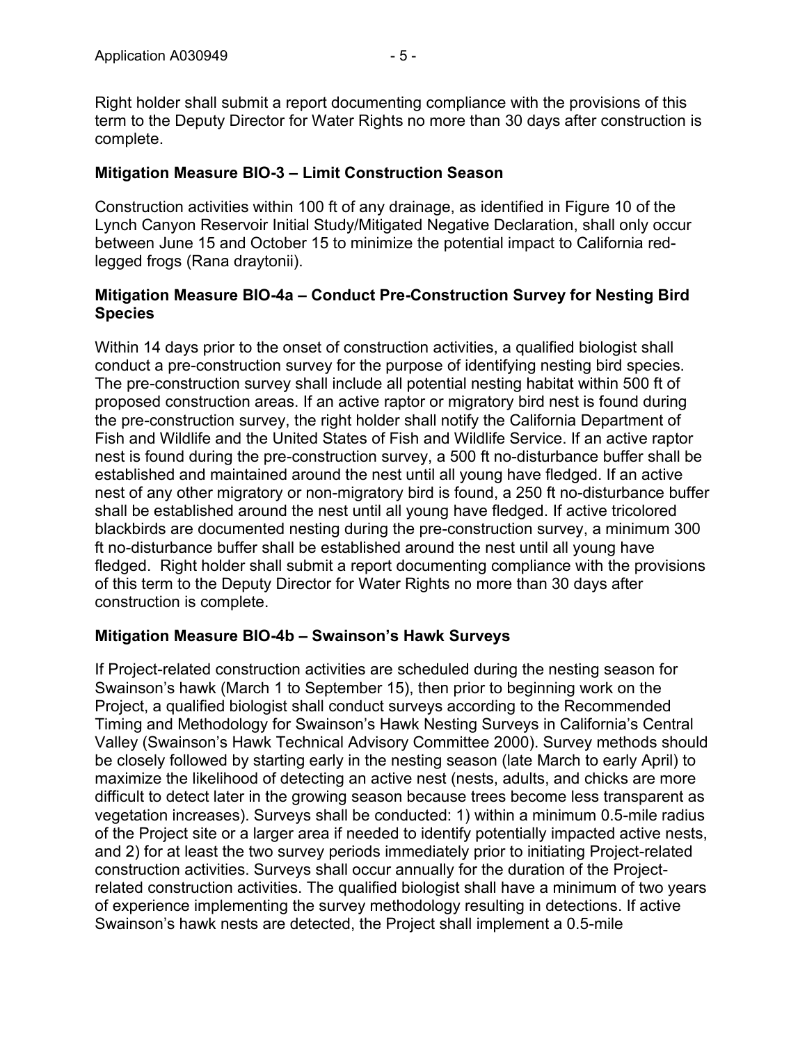Right holder shall submit a report documenting compliance with the provisions of this term to the Deputy Director for Water Rights no more than 30 days after construction is complete.

**Mitigation Measure BIO-3 – Limit Construction Season**

Construction activities within 100 ft of any drainage, as identified in Figure 10 of the Lynch Canyon Reservoir Initial Study/Mitigated Negative Declaration, shall only occur between June 15 and October 15 to minimize the potential impact to California red-legged frogs (Rana draytonii).

**Mitigation Measure BIO-4a – Conduct Pre-Construction Survey for Nesting Bird Species**

Within 14 days prior to the onset of construction activities, a qualified biologist shall conduct a pre-construction survey for the purpose of identifying nesting bird species. The pre-construction survey shall include all potential nesting habitat within 500 ft of proposed construction areas. If an active raptor or migratory bird nest is found during the pre-construction survey, the right holder shall notify the California Department of Fish and Wildlife and the United States of Fish and Wildlife Service. If an active raptor nest is found during the pre-construction survey, a 500 ft no-disturbance buffer shall be established and maintained around the nest until all young have fledged. If an active nest of any other migratory or non-migratory bird is found, a 250 ft no-disturbance buffer shall be established around the nest until all young have fledged. If active tricolored blackbirds are documented nesting during the pre-construction survey, a minimum 300 ft no-disturbance buffer shall be established around the nest until all young have fledged. Right holder shall submit a report documenting compliance with the provisions of this term to the Deputy Director for Water Rights no more than 30 days after construction is complete.

**Mitigation Measure BIO-4b – Swainson's Hawk Surveys**

If Project-related construction activities are scheduled during the nesting season for Swainson's hawk (March 1 to September 15), then prior to beginning work on the Project, a qualified biologist shall conduct surveys according to the Recommended Timing and Methodology for Swainson's Hawk Nesting Surveys in California's Central Valley (Swainson's Hawk Technical Advisory Committee 2000). Survey methods should be closely followed by starting early in the nesting season (late March to early April) to maximize the likelihood of detecting an active nest (nests, adults, and chicks are more difficult to detect later in the growing season because trees become less transparent as vegetation increases). Surveys shall be conducted: 1) within a minimum 0.5-mile radius of the Project site or a larger area if needed to identify potentially impacted active nests, and 2) for at least the two survey periods immediately prior to initiating Project-related construction activities. Surveys shall occur annually for the duration of the Project-related construction activities. The qualified biologist shall have a minimum of two years of experience implementing the survey methodology resulting in detections. If active Swainson's hawk nests are detected, the Project shall implement a 0.5-mile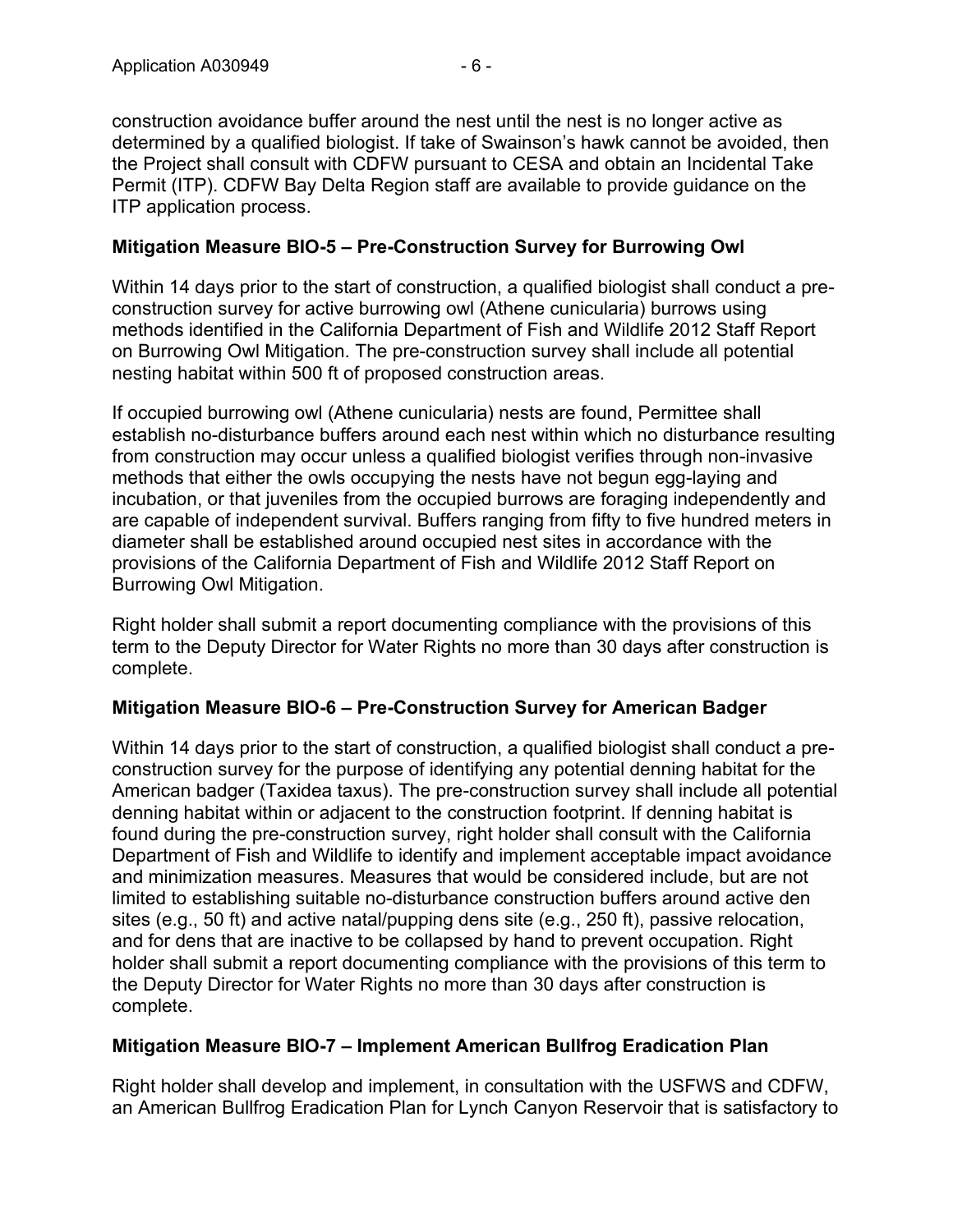construction avoidance buffer around the nest until the nest is no longer active as determined by a qualified biologist. If take of Swainson's hawk cannot be avoided, then the Project shall consult with CDFW pursuant to CESA and obtain an Incidental Take Permit (ITP). CDFW Bay Delta Region staff are available to provide guidance on the ITP application process.

**Mitigation Measure BIO-5 – Pre-Construction Survey for Burrowing Owl**

Within 14 days prior to the start of construction, a qualified biologist shall conduct a pre-construction survey for active burrowing owl (Athene cunicularia) burrows using methods identified in the California Department of Fish and Wildlife 2012 Staff Report on Burrowing Owl Mitigation. The pre-construction survey shall include all potential nesting habitat within 500 ft of proposed construction areas.

If occupied burrowing owl (Athene cunicularia) nests are found, Permittee shall establish no-disturbance buffers around each nest within which no disturbance resulting from construction may occur unless a qualified biologist verifies through non-invasive methods that either the owls occupying the nests have not begun egg-laying and incubation, or that juveniles from the occupied burrows are foraging independently and are capable of independent survival. Buffers ranging from fifty to five hundred meters in diameter shall be established around occupied nest sites in accordance with the provisions of the California Department of Fish and Wildlife 2012 Staff Report on Burrowing Owl Mitigation.

Right holder shall submit a report documenting compliance with the provisions of this term to the Deputy Director for Water Rights no more than 30 days after construction is complete.

**Mitigation Measure BIO-6 – Pre-Construction Survey for American Badger**

Within 14 days prior to the start of construction, a qualified biologist shall conduct a pre-construction survey for the purpose of identifying any potential denning habitat for the American badger (Taxidea taxus). The pre-construction survey shall include all potential denning habitat within or adjacent to the construction footprint. If denning habitat is found during the pre-construction survey, right holder shall consult with the California Department of Fish and Wildlife to identify and implement acceptable impact avoidance and minimization measures. Measures that would be considered include, but are not limited to establishing suitable no-disturbance construction buffers around active den sites (e.g., 50 ft) and active natal/pupping dens site (e.g., 250 ft), passive relocation, and for dens that are inactive to be collapsed by hand to prevent occupation. Right holder shall submit a report documenting compliance with the provisions of this term to the Deputy Director for Water Rights no more than 30 days after construction is complete.

**Mitigation Measure BIO-7 – Implement American Bullfrog Eradication Plan**

Right holder shall develop and implement, in consultation with the USFWS and CDFW, an American Bullfrog Eradication Plan for Lynch Canyon Reservoir that is satisfactory to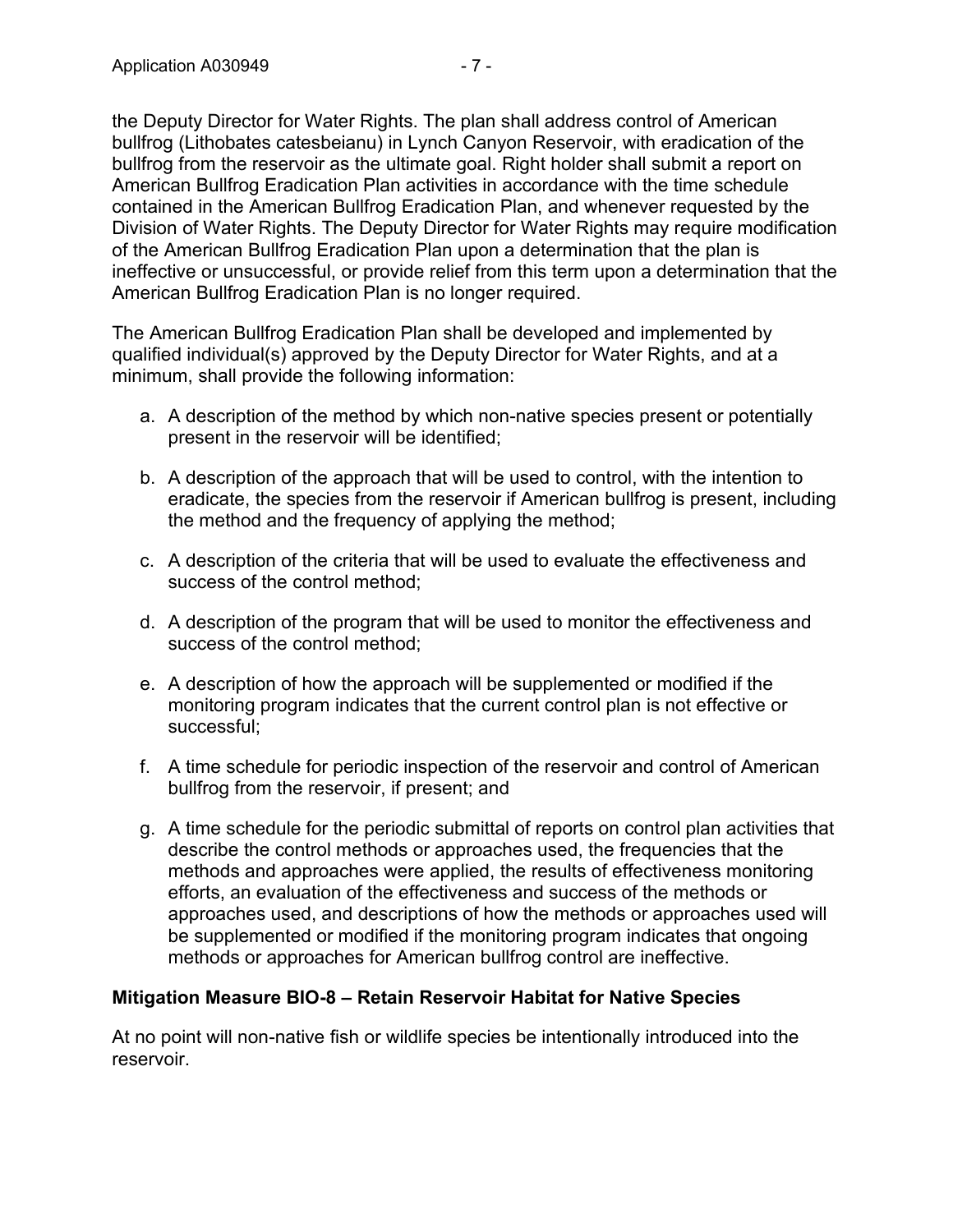the Deputy Director for Water Rights. The plan shall address control of American bullfrog (Lithobates catesbeianu) in Lynch Canyon Reservoir, with eradication of the bullfrog from the reservoir as the ultimate goal. Right holder shall submit a report on American Bullfrog Eradication Plan activities in accordance with the time schedule contained in the American Bullfrog Eradication Plan, and whenever requested by the Division of Water Rights. The Deputy Director for Water Rights may require modification of the American Bullfrog Eradication Plan upon a determination that the plan is ineffective or unsuccessful, or provide relief from this term upon a determination that the American Bullfrog Eradication Plan is no longer required.

The American Bullfrog Eradication Plan shall be developed and implemented by qualified individual(s) approved by the Deputy Director for Water Rights, and at a minimum, shall provide the following information:

a. A description of the method by which non-native species present or potentially present in the reservoir will be identified;

b. A description of the approach that will be used to control, with the intention to eradicate, the species from the reservoir if American bullfrog is present, including the method and the frequency of applying the method;

c. A description of the criteria that will be used to evaluate the effectiveness and success of the control method;

d. A description of the program that will be used to monitor the effectiveness and success of the control method;

e. A description of how the approach will be supplemented or modified if the monitoring program indicates that the current control plan is not effective or successful;

f. A time schedule for periodic inspection of the reservoir and control of American bullfrog from the reservoir, if present; and

g. A time schedule for the periodic submittal of reports on control plan activities that describe the control methods or approaches used, the frequencies that the methods and approaches were applied, the results of effectiveness monitoring efforts, an evaluation of the effectiveness and success of the methods or approaches used, and descriptions of how the methods or approaches used will be supplemented or modified if the monitoring program indicates that ongoing methods or approaches for American bullfrog control are ineffective.

**Mitigation Measure BIO-8 – Retain Reservoir Habitat for Native Species**

At no point will non-native fish or wildlife species be intentionally introduced into the reservoir.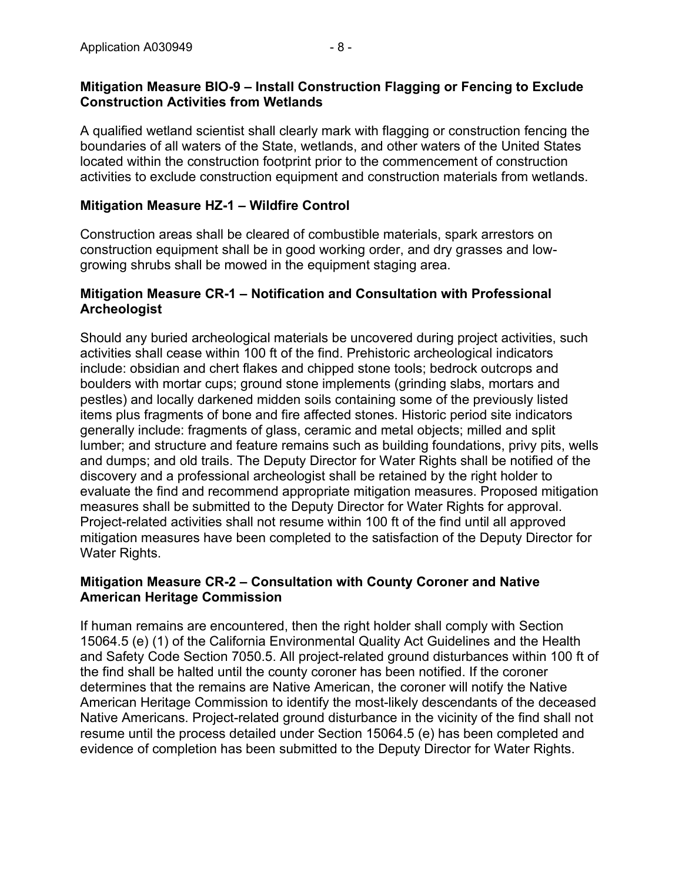**Mitigation Measure BIO-9 – Install Construction Flagging or Fencing to Exclude Construction Activities from Wetlands**

A qualified wetland scientist shall clearly mark with flagging or construction fencing the boundaries of all waters of the State, wetlands, and other waters of the United States located within the construction footprint prior to the commencement of construction activities to exclude construction equipment and construction materials from wetlands.

**Mitigation Measure HZ-1 – Wildfire Control**

Construction areas shall be cleared of combustible materials, spark arrestors on construction equipment shall be in good working order, and dry grasses and low-growing shrubs shall be mowed in the equipment staging area.

**Mitigation Measure CR-1 – Notification and Consultation with Professional Archeologist**

Should any buried archeological materials be uncovered during project activities, such activities shall cease within 100 ft of the find. Prehistoric archeological indicators include: obsidian and chert flakes and chipped stone tools; bedrock outcrops and boulders with mortar cups; ground stone implements (grinding slabs, mortars and pestles) and locally darkened midden soils containing some of the previously listed items plus fragments of bone and fire affected stones. Historic period site indicators generally include: fragments of glass, ceramic and metal objects; milled and split lumber; and structure and feature remains such as building foundations, privy pits, wells and dumps; and old trails. The Deputy Director for Water Rights shall be notified of the discovery and a professional archeologist shall be retained by the right holder to evaluate the find and recommend appropriate mitigation measures. Proposed mitigation measures shall be submitted to the Deputy Director for Water Rights for approval. Project-related activities shall not resume within 100 ft of the find until all approved mitigation measures have been completed to the satisfaction of the Deputy Director for Water Rights.

**Mitigation Measure CR-2 – Consultation with County Coroner and Native American Heritage Commission**

If human remains are encountered, then the right holder shall comply with Section 15064.5 (e) (1) of the California Environmental Quality Act Guidelines and the Health and Safety Code Section 7050.5. All project-related ground disturbances within 100 ft of the find shall be halted until the county coroner has been notified. If the coroner determines that the remains are Native American, the coroner will notify the Native American Heritage Commission to identify the most-likely descendants of the deceased Native Americans. Project-related ground disturbance in the vicinity of the find shall not resume until the process detailed under Section 15064.5 (e) has been completed and evidence of completion has been submitted to the Deputy Director for Water Rights.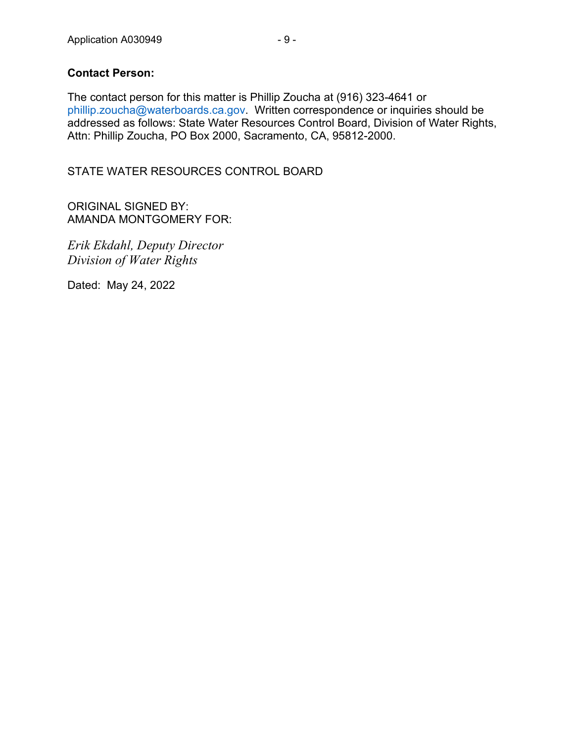**Contact Person:**

The contact person for this matter is Phillip Zoucha at (916) 323-4641 or phillip.zoucha@waterboards.ca.gov. Written correspondence or inquiries should be addressed as follows: State Water Resources Control Board, Division of Water Rights, Attn: Phillip Zoucha, PO Box 2000, Sacramento, CA, 95812-2000.

STATE WATER RESOURCES CONTROL BOARD

ORIGINAL SIGNED BY:
AMANDA MONTGOMERY FOR:

*Erik Ekdahl, Deputy Director*
*Division of Water Rights*

Dated: May 24, 2022